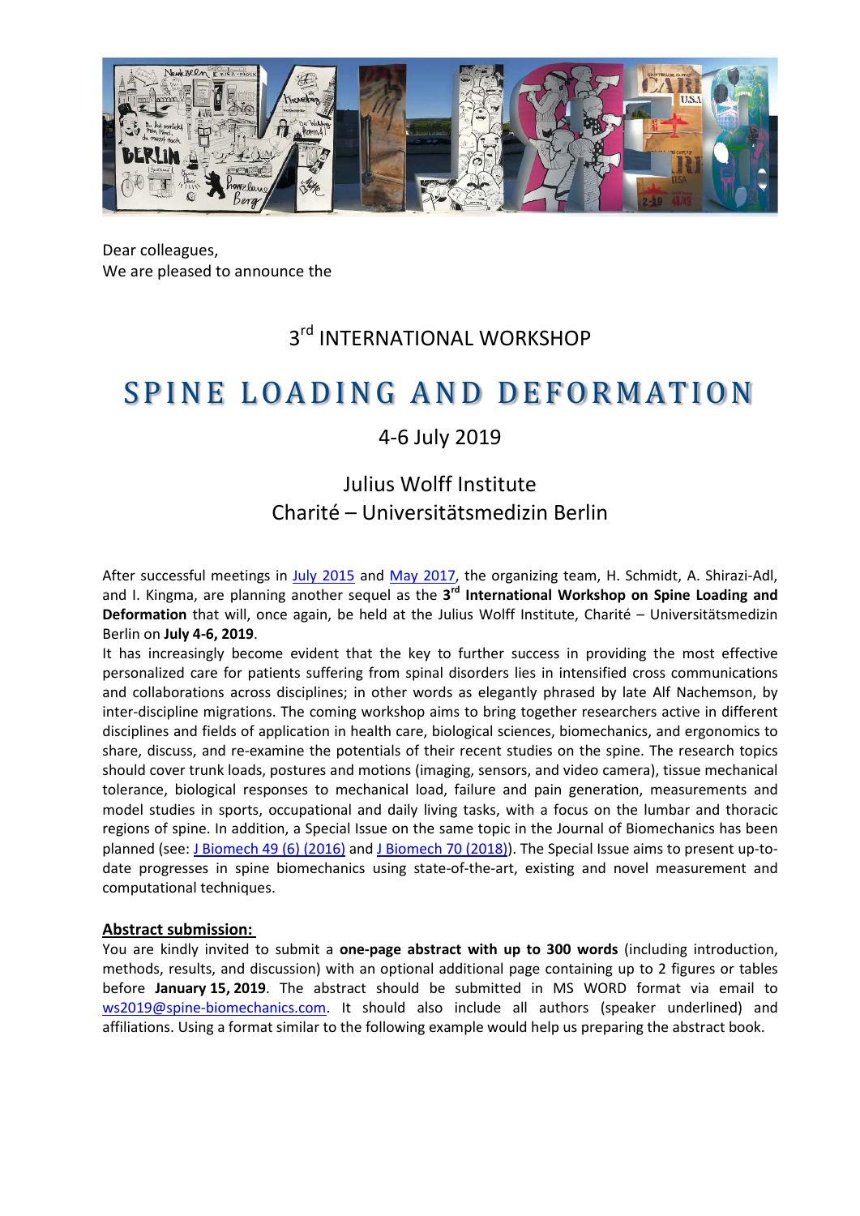Dear colleagues,
We are pleased to announce the

3rd INTERNATIONAL WORKSHOP

# SPINE LOADING AND DEFORMATION

4-6 July 2019

Julius Wolff Institute
Charité – Universitätsmedizin Berlin

After successful meetings in July 2015 and May 2017, the organizing team, H. Schmidt, A. Shirazi-Adl, and I. Kingma, are planning another sequel as the **3rd International Workshop on Spine Loading and Deformation** that will, once again, be held at the Julius Wolff Institute, Charité – Universitätsmedizin Berlin on **July 4-6, 2019**.

It has increasingly become evident that the key to further success in providing the most effective personalized care for patients suffering from spinal disorders lies in intensified cross communications and collaborations across disciplines; in other words as elegantly phrased by late Alf Nachemson, by inter-discipline migrations. The coming workshop aims to bring together researchers active in different disciplines and fields of application in health care, biological sciences, biomechanics, and ergonomics to share, discuss, and re-examine the potentials of their recent studies on the spine. The research topics should cover trunk loads, postures and motions (imaging, sensors, and video camera), tissue mechanical tolerance, biological responses to mechanical load, failure and pain generation, measurements and model studies in sports, occupational and daily living tasks, with a focus on the lumbar and thoracic regions of spine. In addition, a Special Issue on the same topic in the Journal of Biomechanics has been planned (see: J Biomech 49 (6) (2016) and J Biomech 70 (2018)). The Special Issue aims to present up-to-date progresses in spine biomechanics using state-of-the-art, existing and novel measurement and computational techniques.

**Abstract submission:**

You are kindly invited to submit a **one-page abstract with up to 300 words** (including introduction, methods, results, and discussion) with an optional additional page containing up to 2 figures or tables before **January 15, 2019**. The abstract should be submitted in MS WORD format via email to ws2019@spine-biomechanics.com. It should also include all authors (speaker underlined) and affiliations. Using a format similar to the following example would help us preparing the abstract book.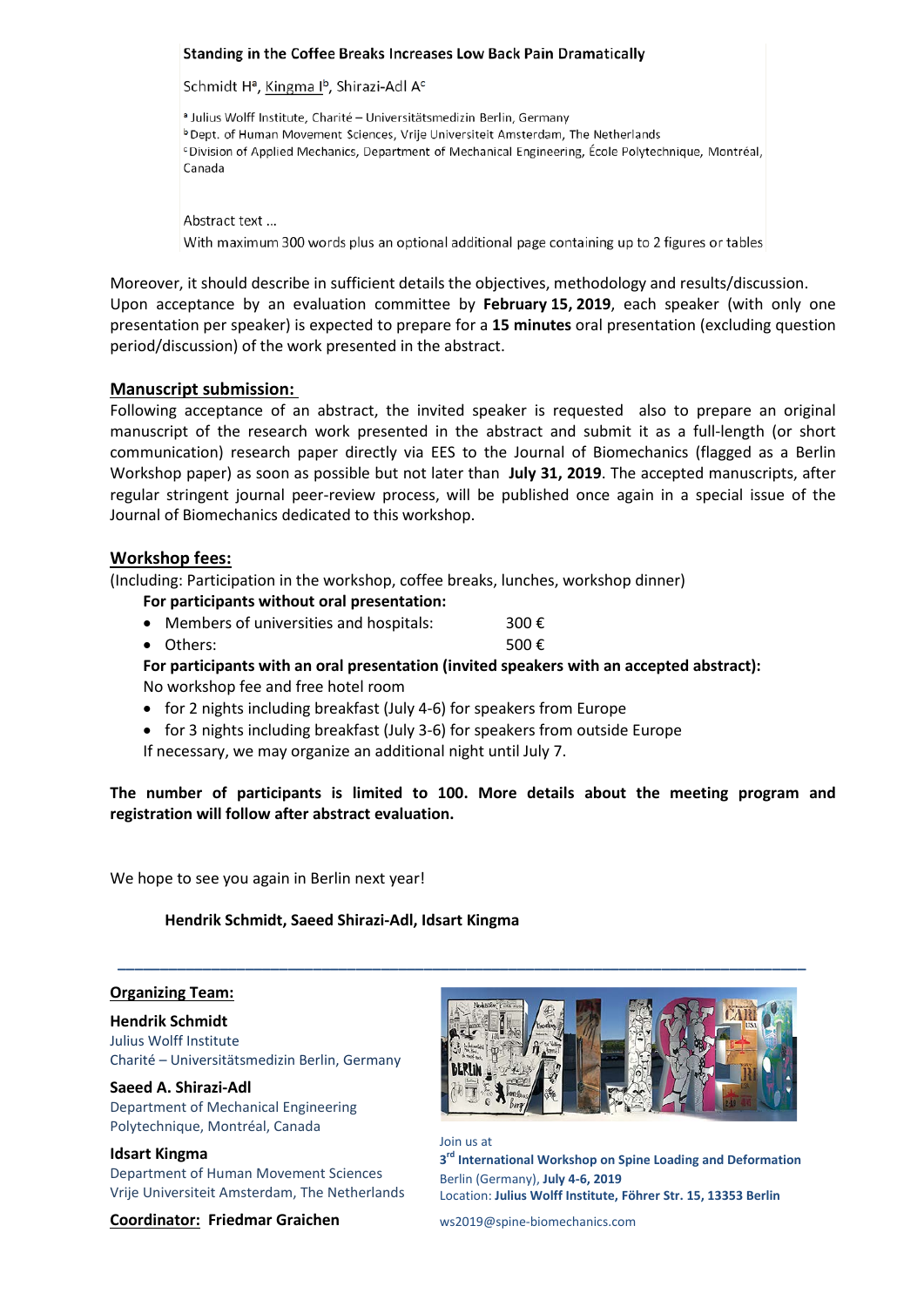Standing in the Coffee Breaks Increases Low Back Pain Dramatically

Schmidt H[a], Kingma I[b], Shirazi-Adl A[c]

[a] Julius Wolff Institute, Charité – Universitätsmedizin Berlin, Germany
[b] Dept. of Human Movement Sciences, Vrije Universiteit Amsterdam, The Netherlands
[c] Division of Applied Mechanics, Department of Mechanical Engineering, École Polytechnique, Montréal, Canada

Abstract text ...
With maximum 300 words plus an optional additional page containing up to 2 figures or tables

Moreover, it should describe in sufficient details the objectives, methodology and results/discussion. Upon acceptance by an evaluation committee by **February 15, 2019**, each speaker (with only one presentation per speaker) is expected to prepare for a **15 minutes** oral presentation (excluding question period/discussion) of the work presented in the abstract.

## Manuscript submission:

Following acceptance of an abstract, the invited speaker is requested also to prepare an original manuscript of the research work presented in the abstract and submit it as a full-length (or short communication) research paper directly via EES to the Journal of Biomechanics (flagged as a Berlin Workshop paper) as soon as possible but not later than **July 31, 2019**. The accepted manuscripts, after regular stringent journal peer-review process, will be published once again in a special issue of the Journal of Biomechanics dedicated to this workshop.

## Workshop fees:

(Including: Participation in the workshop, coffee breaks, lunches, workshop dinner)

**For participants without oral presentation:**

- Members of universities and hospitals: 300 €
- Others: 500 €

**For participants with an oral presentation (invited speakers with an accepted abstract):**

No workshop fee and free hotel room

- for 2 nights including breakfast (July 4-6) for speakers from Europe
- for 3 nights including breakfast (July 3-6) for speakers from outside Europe

If necessary, we may organize an additional night until July 7.

**The number of participants is limited to 100. More details about the meeting program and registration will follow after abstract evaluation.**

We hope to see you again in Berlin next year!

**Hendrik Schmidt, Saeed Shirazi-Adl, Idsart Kingma**

---

## Organizing Team:

**Hendrik Schmidt**
Julius Wolff Institute
Charité – Universitätsmedizin Berlin, Germany

**Saeed A. Shirazi-Adl**
Department of Mechanical Engineering
Polytechnique, Montréal, Canada

**Idsart Kingma**
Department of Human Movement Sciences
Vrije Universiteit Amsterdam, The Netherlands

**Coordinator: Friedmar Graichen**

Join us at
**3rd International Workshop on Spine Loading and Deformation**
Berlin (Germany), **July 4-6, 2019**
Location: **Julius Wolff Institute, Föhrer Str. 15, 13353 Berlin**

ws2019@spine-biomechanics.com